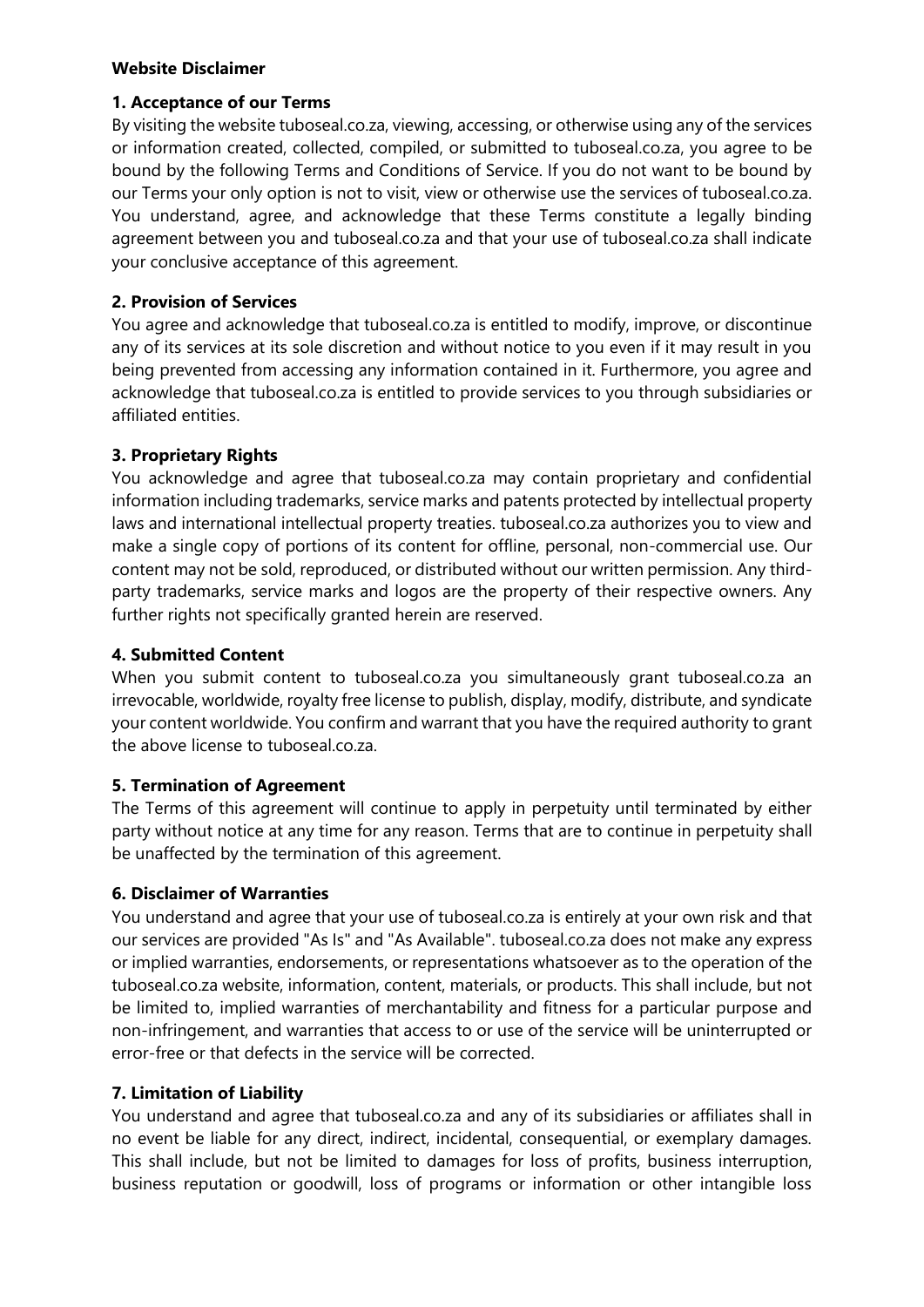# Website Disclaimer

## 1. Acceptance of our Terms

By visiting the website tuboseal.co.za, viewing, accessing, or otherwise using any of the services or information created, collected, compiled, or submitted to tuboseal.co.za, you agree to be bound by the following Terms and Conditions of Service. If you do not want to be bound by our Terms your only option is not to visit, view or otherwise use the services of tuboseal.co.za. You understand, agree, and acknowledge that these Terms constitute a legally binding agreement between you and tuboseal.co.za and that your use of tuboseal.co.za shall indicate your conclusive acceptance of this agreement.

## 2. Provision of Services

You agree and acknowledge that tuboseal.co.za is entitled to modify, improve, or discontinue any of its services at its sole discretion and without notice to you even if it may result in you being prevented from accessing any information contained in it. Furthermore, you agree and acknowledge that tuboseal.co.za is entitled to provide services to you through subsidiaries or affiliated entities.

## 3. Proprietary Rights

You acknowledge and agree that tuboseal.co.za may contain proprietary and confidential information including trademarks, service marks and patents protected by intellectual property laws and international intellectual property treaties. tuboseal.co.za authorizes you to view and make a single copy of portions of its content for offline, personal, non-commercial use. Our content may not be sold, reproduced, or distributed without our written permission. Any third-party trademarks, service marks and logos are the property of their respective owners. Any further rights not specifically granted herein are reserved.

## 4. Submitted Content

When you submit content to tuboseal.co.za you simultaneously grant tuboseal.co.za an irrevocable, worldwide, royalty free license to publish, display, modify, distribute, and syndicate your content worldwide. You confirm and warrant that you have the required authority to grant the above license to tuboseal.co.za.

## 5. Termination of Agreement

The Terms of this agreement will continue to apply in perpetuity until terminated by either party without notice at any time for any reason. Terms that are to continue in perpetuity shall be unaffected by the termination of this agreement.

## 6. Disclaimer of Warranties

You understand and agree that your use of tuboseal.co.za is entirely at your own risk and that our services are provided "As Is" and "As Available". tuboseal.co.za does not make any express or implied warranties, endorsements, or representations whatsoever as to the operation of the tuboseal.co.za website, information, content, materials, or products. This shall include, but not be limited to, implied warranties of merchantability and fitness for a particular purpose and non-infringement, and warranties that access to or use of the service will be uninterrupted or error-free or that defects in the service will be corrected.

## 7. Limitation of Liability

You understand and agree that tuboseal.co.za and any of its subsidiaries or affiliates shall in no event be liable for any direct, indirect, incidental, consequential, or exemplary damages. This shall include, but not be limited to damages for loss of profits, business interruption, business reputation or goodwill, loss of programs or information or other intangible loss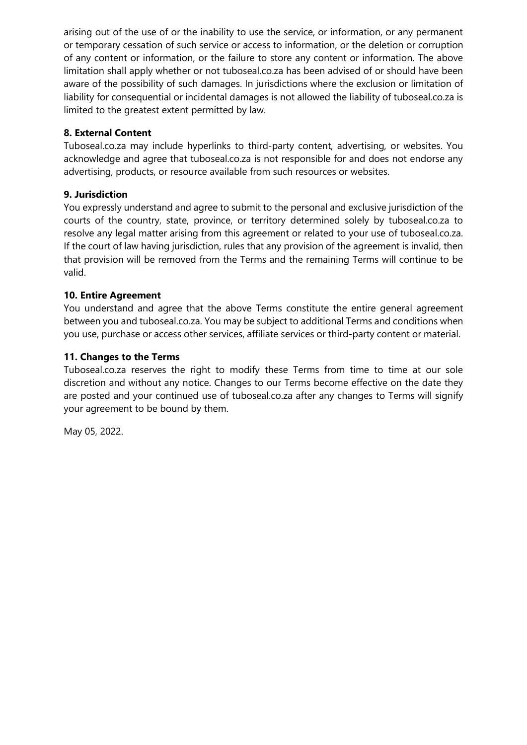arising out of the use of or the inability to use the service, or information, or any permanent or temporary cessation of such service or access to information, or the deletion or corruption of any content or information, or the failure to store any content or information. The above limitation shall apply whether or not tuboseal.co.za has been advised of or should have been aware of the possibility of such damages. In jurisdictions where the exclusion or limitation of liability for consequential or incidental damages is not allowed the liability of tuboseal.co.za is limited to the greatest extent permitted by law.

**8. External Content**

Tuboseal.co.za may include hyperlinks to third-party content, advertising, or websites. You acknowledge and agree that tuboseal.co.za is not responsible for and does not endorse any advertising, products, or resource available from such resources or websites.

**9. Jurisdiction**

You expressly understand and agree to submit to the personal and exclusive jurisdiction of the courts of the country, state, province, or territory determined solely by tuboseal.co.za to resolve any legal matter arising from this agreement or related to your use of tuboseal.co.za. If the court of law having jurisdiction, rules that any provision of the agreement is invalid, then that provision will be removed from the Terms and the remaining Terms will continue to be valid.

**10. Entire Agreement**

You understand and agree that the above Terms constitute the entire general agreement between you and tuboseal.co.za. You may be subject to additional Terms and conditions when you use, purchase or access other services, affiliate services or third-party content or material.

**11. Changes to the Terms**

Tuboseal.co.za reserves the right to modify these Terms from time to time at our sole discretion and without any notice. Changes to our Terms become effective on the date they are posted and your continued use of tuboseal.co.za after any changes to Terms will signify your agreement to be bound by them.

May 05, 2022.